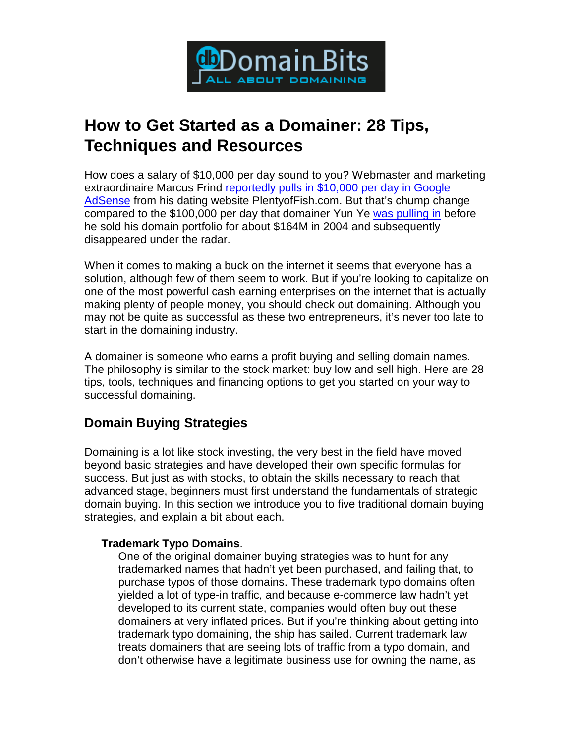# How to Get Started as a Domainer: 28 Tips, Techniques and Resources

How does a salary of $10,000 per day sound to you? Webmaster and marketing extraordinaire Marcus Frind reportedly pulls in $10,000 per day in Google AdSense from his dating website PlentyofFish.com. But that's chump change compared to the $100,000 per day that domainer Yun Ye was pulling in before he sold his domain portfolio for about $164M in 2004 and subsequently disappeared under the radar.

When it comes to making a buck on the internet it seems that everyone has a solution, although few of them seem to work. But if you're looking to capitalize on one of the most powerful cash earning enterprises on the internet that is actually making plenty of people money, you should check out domaining. Although you may not be quite as successful as these two entrepreneurs, it's never too late to start in the domaining industry.

A domainer is someone who earns a profit buying and selling domain names. The philosophy is similar to the stock market: buy low and sell high. Here are 28 tips, tools, techniques and financing options to get you started on your way to successful domaining.

## Domain Buying Strategies

Domaining is a lot like stock investing, the very best in the field have moved beyond basic strategies and have developed their own specific formulas for success. But just as with stocks, to obtain the skills necessary to reach that advanced stage, beginners must first understand the fundamentals of strategic domain buying. In this section we introduce you to five traditional domain buying strategies, and explain a bit about each.

**Trademark Typo Domains**.

One of the original domainer buying strategies was to hunt for any trademarked names that hadn't yet been purchased, and failing that, to purchase typos of those domains. These trademark typo domains often yielded a lot of type-in traffic, and because e-commerce law hadn't yet developed to its current state, companies would often buy out these domainers at very inflated prices. But if you're thinking about getting into trademark typo domaining, the ship has sailed. Current trademark law treats domainers that are seeing lots of traffic from a typo domain, and don't otherwise have a legitimate business use for owning the name, as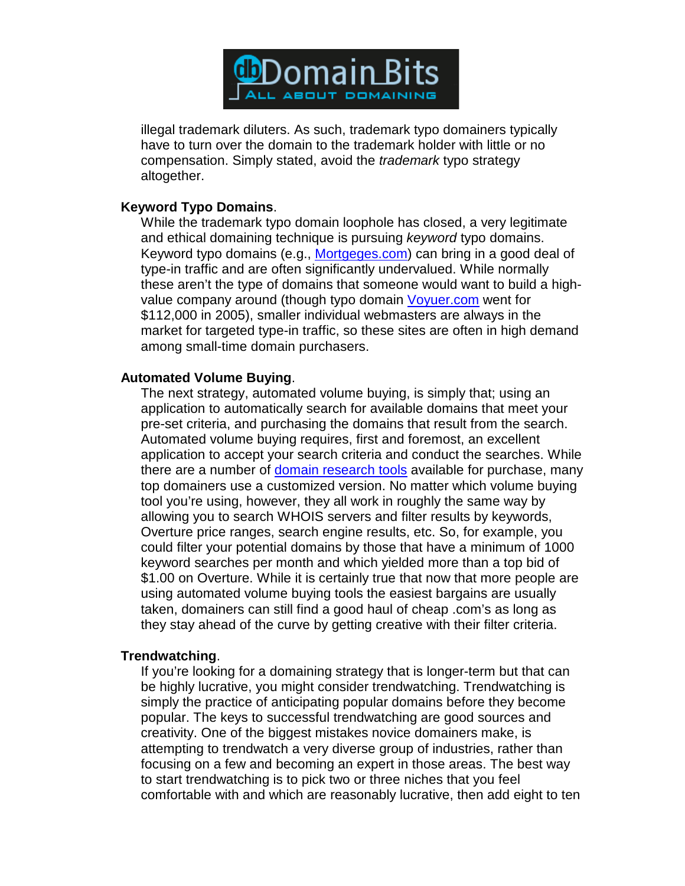illegal trademark diluters. As such, trademark typo domainers typically have to turn over the domain to the trademark holder with little or no compensation. Simply stated, avoid the *trademark* typo strategy altogether.

**Keyword Typo Domains**.

While the trademark typo domain loophole has closed, a very legitimate and ethical domaining technique is pursuing *keyword* typo domains. Keyword typo domains (e.g., Mortgeges.com) can bring in a good deal of type-in traffic and are often significantly undervalued. While normally these aren't the type of domains that someone would want to build a high-value company around (though typo domain Voyuer.com went for $112,000 in 2005), smaller individual webmasters are always in the market for targeted type-in traffic, so these sites are often in high demand among small-time domain purchasers.

**Automated Volume Buying**.

The next strategy, automated volume buying, is simply that; using an application to automatically search for available domains that meet your pre-set criteria, and purchasing the domains that result from the search. Automated volume buying requires, first and foremost, an excellent application to accept your search criteria and conduct the searches. While there are a number of domain research tools available for purchase, many top domainers use a customized version. No matter which volume buying tool you're using, however, they all work in roughly the same way by allowing you to search WHOIS servers and filter results by keywords, Overture price ranges, search engine results, etc. So, for example, you could filter your potential domains by those that have a minimum of 1000 keyword searches per month and which yielded more than a top bid of $1.00 on Overture. While it is certainly true that now that more people are using automated volume buying tools the easiest bargains are usually taken, domainers can still find a good haul of cheap .com's as long as they stay ahead of the curve by getting creative with their filter criteria.

**Trendwatching**.

If you're looking for a domaining strategy that is longer-term but that can be highly lucrative, you might consider trendwatching. Trendwatching is simply the practice of anticipating popular domains before they become popular. The keys to successful trendwatching are good sources and creativity. One of the biggest mistakes novice domainers make, is attempting to trendwatch a very diverse group of industries, rather than focusing on a few and becoming an expert in those areas. The best way to start trendwatching is to pick two or three niches that you feel comfortable with and which are reasonably lucrative, then add eight to ten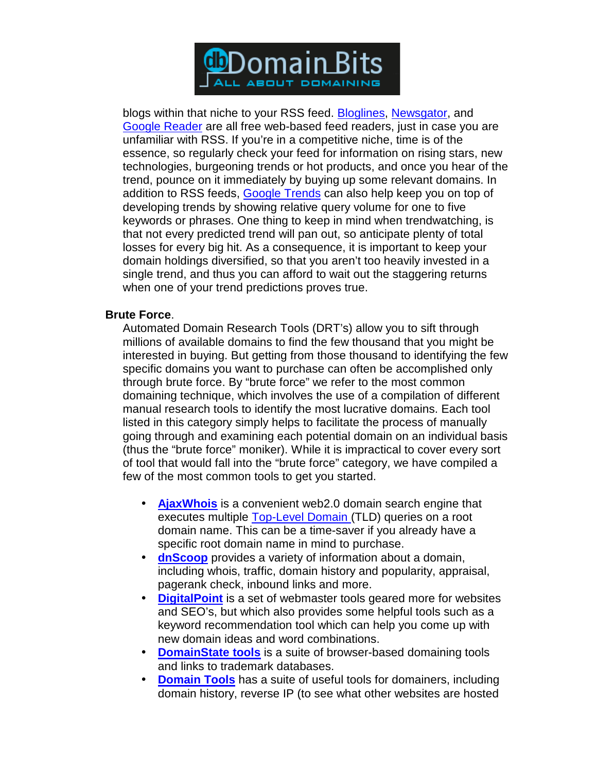blogs within that niche to your RSS feed. Bloglines, Newsgator, and Google Reader are all free web-based feed readers, just in case you are unfamiliar with RSS. If you're in a competitive niche, time is of the essence, so regularly check your feed for information on rising stars, new technologies, burgeoning trends or hot products, and once you hear of the trend, pounce on it immediately by buying up some relevant domains. In addition to RSS feeds, Google Trends can also help keep you on top of developing trends by showing relative query volume for one to five keywords or phrases. One thing to keep in mind when trendwatching, is that not every predicted trend will pan out, so anticipate plenty of total losses for every big hit. As a consequence, it is important to keep your domain holdings diversified, so that you aren't too heavily invested in a single trend, and thus you can afford to wait out the staggering returns when one of your trend predictions proves true.

**Brute Force**.

Automated Domain Research Tools (DRT's) allow you to sift through millions of available domains to find the few thousand that you might be interested in buying. But getting from those thousand to identifying the few specific domains you want to purchase can often be accomplished only through brute force. By "brute force" we refer to the most common domaining technique, which involves the use of a compilation of different manual research tools to identify the most lucrative domains. Each tool listed in this category simply helps to facilitate the process of manually going through and examining each potential domain on an individual basis (thus the "brute force" moniker). While it is impractical to cover every sort of tool that would fall into the "brute force" category, we have compiled a few of the most common tools to get you started.

- **AjaxWhois** is a convenient web2.0 domain search engine that executes multiple Top-Level Domain (TLD) queries on a root domain name. This can be a time-saver if you already have a specific root domain name in mind to purchase.
- **dnScoop** provides a variety of information about a domain, including whois, traffic, domain history and popularity, appraisal, pagerank check, inbound links and more.
- **DigitalPoint** is a set of webmaster tools geared more for websites and SEO's, but which also provides some helpful tools such as a keyword recommendation tool which can help you come up with new domain ideas and word combinations.
- **DomainState tools** is a suite of browser-based domaining tools and links to trademark databases.
- **Domain Tools** has a suite of useful tools for domainers, including domain history, reverse IP (to see what other websites are hosted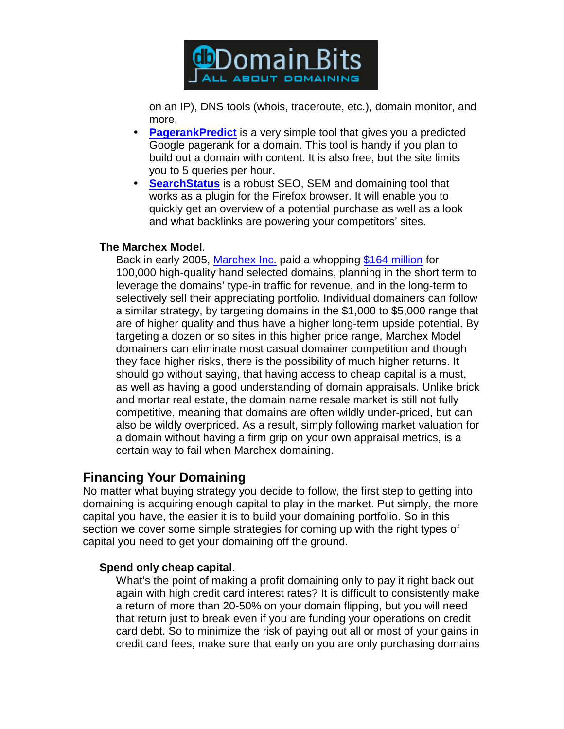on an IP), DNS tools (whois, traceroute, etc.), domain monitor, and more.

- **PagerankPredict** is a very simple tool that gives you a predicted Google pagerank for a domain. This tool is handy if you plan to build out a domain with content. It is also free, but the site limits you to 5 queries per hour.
- **SearchStatus** is a robust SEO, SEM and domaining tool that works as a plugin for the Firefox browser. It will enable you to quickly get an overview of a potential purchase as well as a look and what backlinks are powering your competitors' sites.

**The Marchex Model**.

Back in early 2005, Marchex Inc. paid a whopping $164 million for 100,000 high-quality hand selected domains, planning in the short term to leverage the domains' type-in traffic for revenue, and in the long-term to selectively sell their appreciating portfolio. Individual domainers can follow a similar strategy, by targeting domains in the $1,000 to $5,000 range that are of higher quality and thus have a higher long-term upside potential. By targeting a dozen or so sites in this higher price range, Marchex Model domainers can eliminate most casual domainer competition and though they face higher risks, there is the possibility of much higher returns. It should go without saying, that having access to cheap capital is a must, as well as having a good understanding of domain appraisals. Unlike brick and mortar real estate, the domain name resale market is still not fully competitive, meaning that domains are often wildly under-priced, but can also be wildly overpriced. As a result, simply following market valuation for a domain without having a firm grip on your own appraisal metrics, is a certain way to fail when Marchex domaining.

## Financing Your Domaining

No matter what buying strategy you decide to follow, the first step to getting into domaining is acquiring enough capital to play in the market. Put simply, the more capital you have, the easier it is to build your domaining portfolio. So in this section we cover some simple strategies for coming up with the right types of capital you need to get your domaining off the ground.

**Spend only cheap capital**.

What's the point of making a profit domaining only to pay it right back out again with high credit card interest rates? It is difficult to consistently make a return of more than 20-50% on your domain flipping, but you will need that return just to break even if you are funding your operations on credit card debt. So to minimize the risk of paying out all or most of your gains in credit card fees, make sure that early on you are only purchasing domains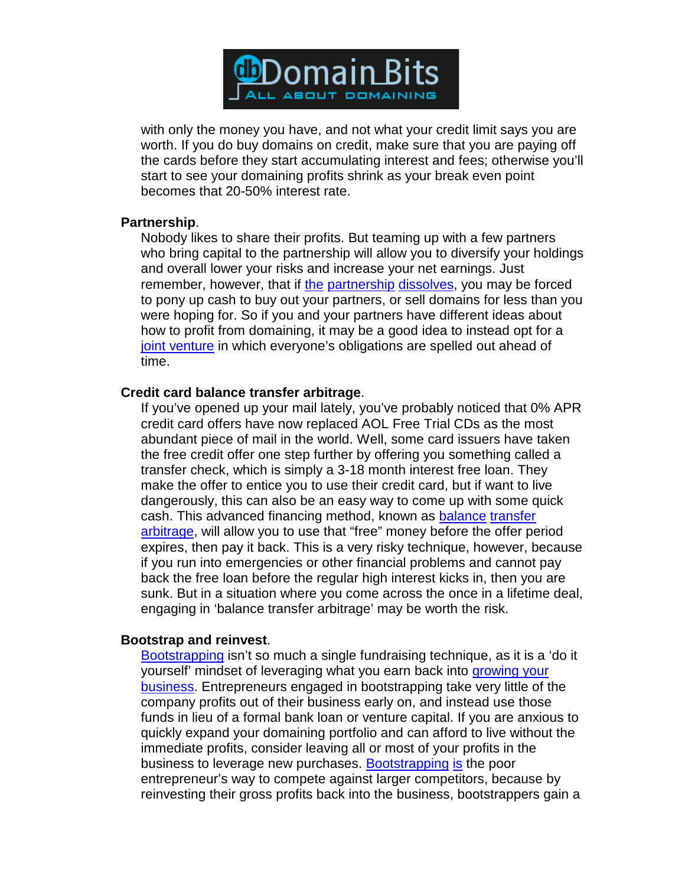with only the money you have, and not what your credit limit says you are worth. If you do buy domains on credit, make sure that you are paying off the cards before they start accumulating interest and fees; otherwise you'll start to see your domaining profits shrink as your break even point becomes that 20-50% interest rate.

**Partnership**.

Nobody likes to share their profits. But teaming up with a few partners who bring capital to the partnership will allow you to diversify your holdings and overall lower your risks and increase your net earnings. Just remember, however, that if the partnership dissolves, you may be forced to pony up cash to buy out your partners, or sell domains for less than you were hoping for. So if you and your partners have different ideas about how to profit from domaining, it may be a good idea to instead opt for a joint venture in which everyone's obligations are spelled out ahead of time.

**Credit card balance transfer arbitrage**.

If you've opened up your mail lately, you've probably noticed that 0% APR credit card offers have now replaced AOL Free Trial CDs as the most abundant piece of mail in the world. Well, some card issuers have taken the free credit offer one step further by offering you something called a transfer check, which is simply a 3-18 month interest free loan. They make the offer to entice you to use their credit card, but if want to live dangerously, this can also be an easy way to come up with some quick cash. This advanced financing method, known as balance transfer arbitrage, will allow you to use that "free" money before the offer period expires, then pay it back. This is a very risky technique, however, because if you run into emergencies or other financial problems and cannot pay back the free loan before the regular high interest kicks in, then you are sunk. But in a situation where you come across the once in a lifetime deal, engaging in 'balance transfer arbitrage' may be worth the risk.

**Bootstrap and reinvest**.

Bootstrapping isn't so much a single fundraising technique, as it is a 'do it yourself' mindset of leveraging what you earn back into growing your business. Entrepreneurs engaged in bootstrapping take very little of the company profits out of their business early on, and instead use those funds in lieu of a formal bank loan or venture capital. If you are anxious to quickly expand your domaining portfolio and can afford to live without the immediate profits, consider leaving all or most of your profits in the business to leverage new purchases. Bootstrapping is the poor entrepreneur's way to compete against larger competitors, because by reinvesting their gross profits back into the business, bootstrappers gain a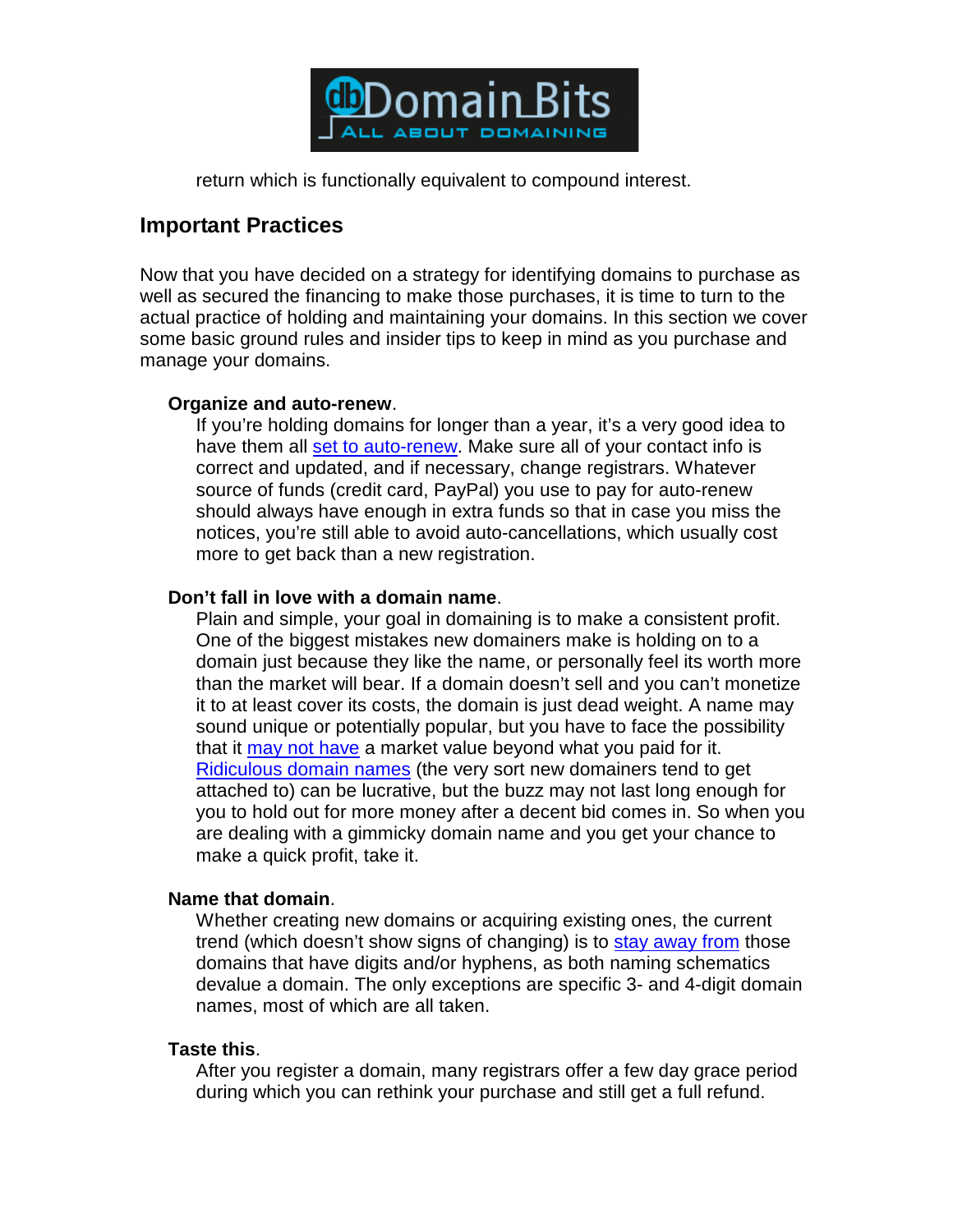return which is functionally equivalent to compound interest.

## Important Practices

Now that you have decided on a strategy for identifying domains to purchase as well as secured the financing to make those purchases, it is time to turn to the actual practice of holding and maintaining your domains. In this section we cover some basic ground rules and insider tips to keep in mind as you purchase and manage your domains.

**Organize and auto-renew**.

If you're holding domains for longer than a year, it's a very good idea to have them all set to auto-renew. Make sure all of your contact info is correct and updated, and if necessary, change registrars. Whatever source of funds (credit card, PayPal) you use to pay for auto-renew should always have enough in extra funds so that in case you miss the notices, you're still able to avoid auto-cancellations, which usually cost more to get back than a new registration.

**Don't fall in love with a domain name**.

Plain and simple, your goal in domaining is to make a consistent profit. One of the biggest mistakes new domainers make is holding on to a domain just because they like the name, or personally feel its worth more than the market will bear. If a domain doesn't sell and you can't monetize it to at least cover its costs, the domain is just dead weight. A name may sound unique or potentially popular, but you have to face the possibility that it may not have a market value beyond what you paid for it. Ridiculous domain names (the very sort new domainers tend to get attached to) can be lucrative, but the buzz may not last long enough for you to hold out for more money after a decent bid comes in. So when you are dealing with a gimmicky domain name and you get your chance to make a quick profit, take it.

**Name that domain**.

Whether creating new domains or acquiring existing ones, the current trend (which doesn't show signs of changing) is to stay away from those domains that have digits and/or hyphens, as both naming schematics devalue a domain. The only exceptions are specific 3- and 4-digit domain names, most of which are all taken.

**Taste this**.

After you register a domain, many registrars offer a few day grace period during which you can rethink your purchase and still get a full refund.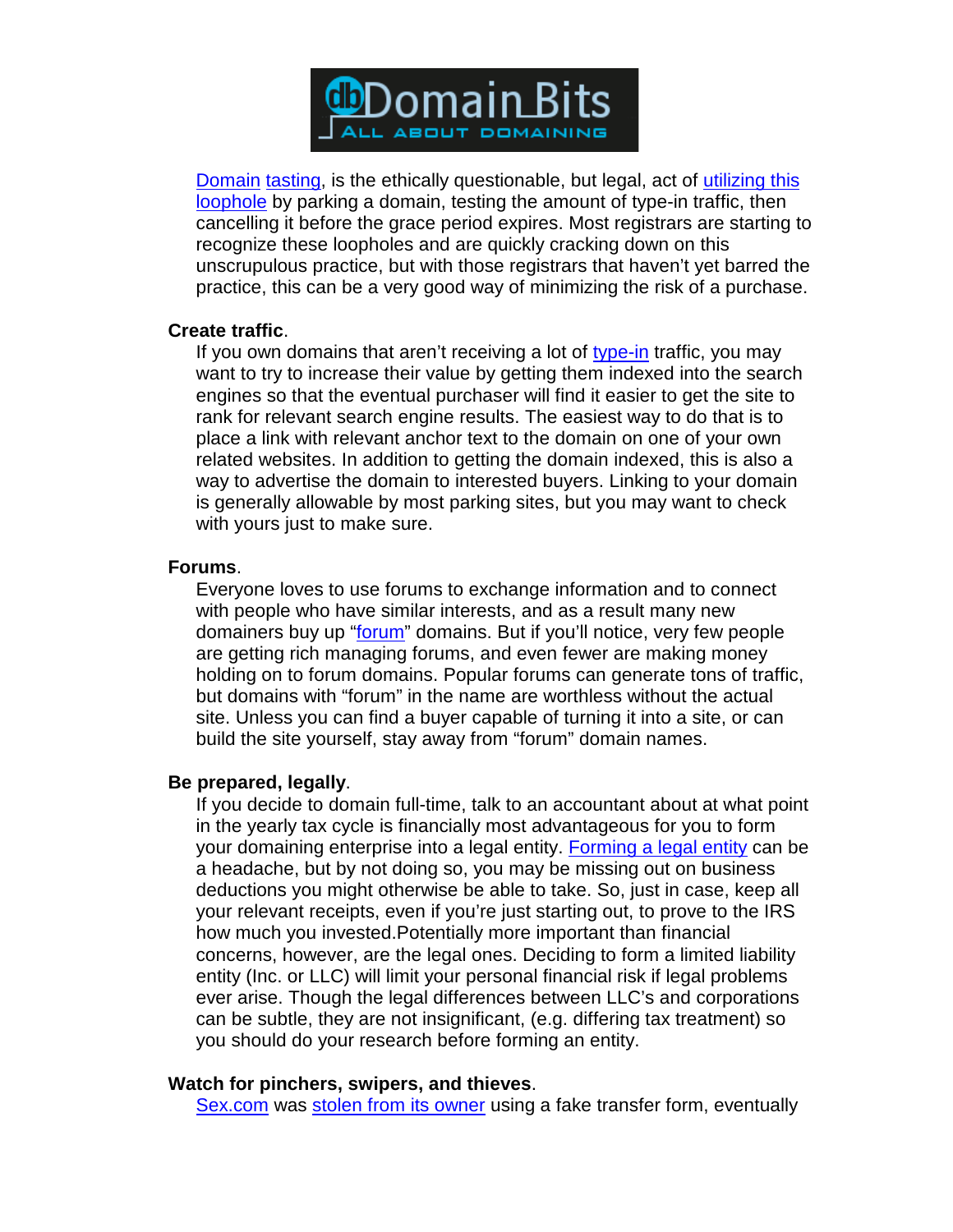Domain tasting, is the ethically questionable, but legal, act of utilizing this loophole by parking a domain, testing the amount of type-in traffic, then cancelling it before the grace period expires. Most registrars are starting to recognize these loopholes and are quickly cracking down on this unscrupulous practice, but with those registrars that haven't yet barred the practice, this can be a very good way of minimizing the risk of a purchase.

**Create traffic**.

If you own domains that aren't receiving a lot of type-in traffic, you may want to try to increase their value by getting them indexed into the search engines so that the eventual purchaser will find it easier to get the site to rank for relevant search engine results. The easiest way to do that is to place a link with relevant anchor text to the domain on one of your own related websites. In addition to getting the domain indexed, this is also a way to advertise the domain to interested buyers. Linking to your domain is generally allowable by most parking sites, but you may want to check with yours just to make sure.

**Forums**.

Everyone loves to use forums to exchange information and to connect with people who have similar interests, and as a result many new domainers buy up "forum" domains. But if you'll notice, very few people are getting rich managing forums, and even fewer are making money holding on to forum domains. Popular forums can generate tons of traffic, but domains with "forum" in the name are worthless without the actual site. Unless you can find a buyer capable of turning it into a site, or can build the site yourself, stay away from "forum" domain names.

**Be prepared, legally**.

If you decide to domain full-time, talk to an accountant about at what point in the yearly tax cycle is financially most advantageous for you to form your domaining enterprise into a legal entity. Forming a legal entity can be a headache, but by not doing so, you may be missing out on business deductions you might otherwise be able to take. So, just in case, keep all your relevant receipts, even if you're just starting out, to prove to the IRS how much you invested.Potentially more important than financial concerns, however, are the legal ones. Deciding to form a limited liability entity (Inc. or LLC) will limit your personal financial risk if legal problems ever arise. Though the legal differences between LLC's and corporations can be subtle, they are not insignificant, (e.g. differing tax treatment) so you should do your research before forming an entity.

**Watch for pinchers, swipers, and thieves**.

Sex.com was stolen from its owner using a fake transfer form, eventually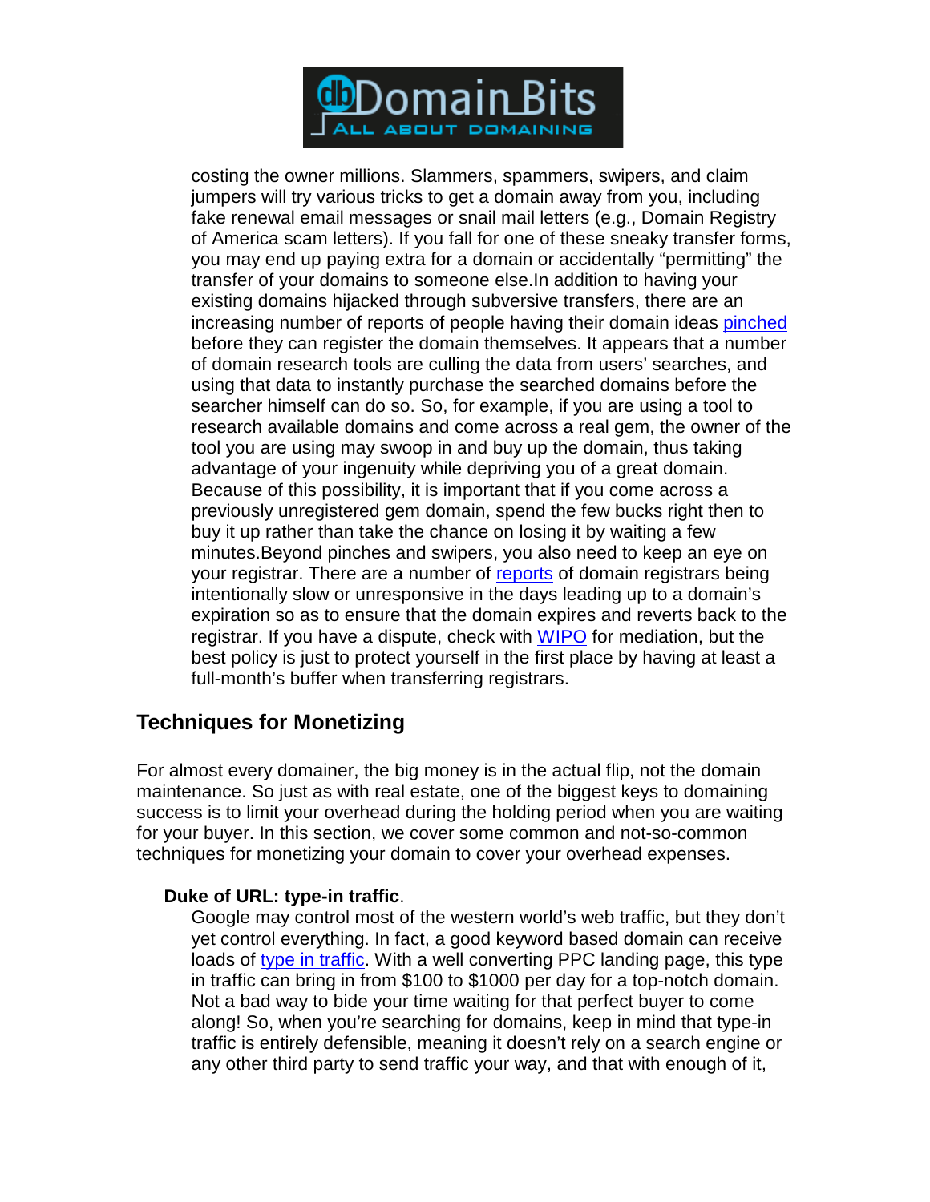costing the owner millions. Slammers, spammers, swipers, and claim jumpers will try various tricks to get a domain away from you, including fake renewal email messages or snail mail letters (e.g., Domain Registry of America scam letters). If you fall for one of these sneaky transfer forms, you may end up paying extra for a domain or accidentally "permitting" the transfer of your domains to someone else.In addition to having your existing domains hijacked through subversive transfers, there are an increasing number of reports of people having their domain ideas pinched before they can register the domain themselves. It appears that a number of domain research tools are culling the data from users' searches, and using that data to instantly purchase the searched domains before the searcher himself can do so. So, for example, if you are using a tool to research available domains and come across a real gem, the owner of the tool you are using may swoop in and buy up the domain, thus taking advantage of your ingenuity while depriving you of a great domain. Because of this possibility, it is important that if you come across a previously unregistered gem domain, spend the few bucks right then to buy it up rather than take the chance on losing it by waiting a few minutes.Beyond pinches and swipers, you also need to keep an eye on your registrar. There are a number of reports of domain registrars being intentionally slow or unresponsive in the days leading up to a domain's expiration so as to ensure that the domain expires and reverts back to the registrar. If you have a dispute, check with WIPO for mediation, but the best policy is just to protect yourself in the first place by having at least a full-month's buffer when transferring registrars.

## Techniques for Monetizing

For almost every domainer, the big money is in the actual flip, not the domain maintenance. So just as with real estate, one of the biggest keys to domaining success is to limit your overhead during the holding period when you are waiting for your buyer. In this section, we cover some common and not-so-common techniques for monetizing your domain to cover your overhead expenses.

**Duke of URL: type-in traffic**.

Google may control most of the western world's web traffic, but they don't yet control everything. In fact, a good keyword based domain can receive loads of type in traffic. With a well converting PPC landing page, this type in traffic can bring in from $100 to $1000 per day for a top-notch domain. Not a bad way to bide your time waiting for that perfect buyer to come along! So, when you're searching for domains, keep in mind that type-in traffic is entirely defensible, meaning it doesn't rely on a search engine or any other third party to send traffic your way, and that with enough of it,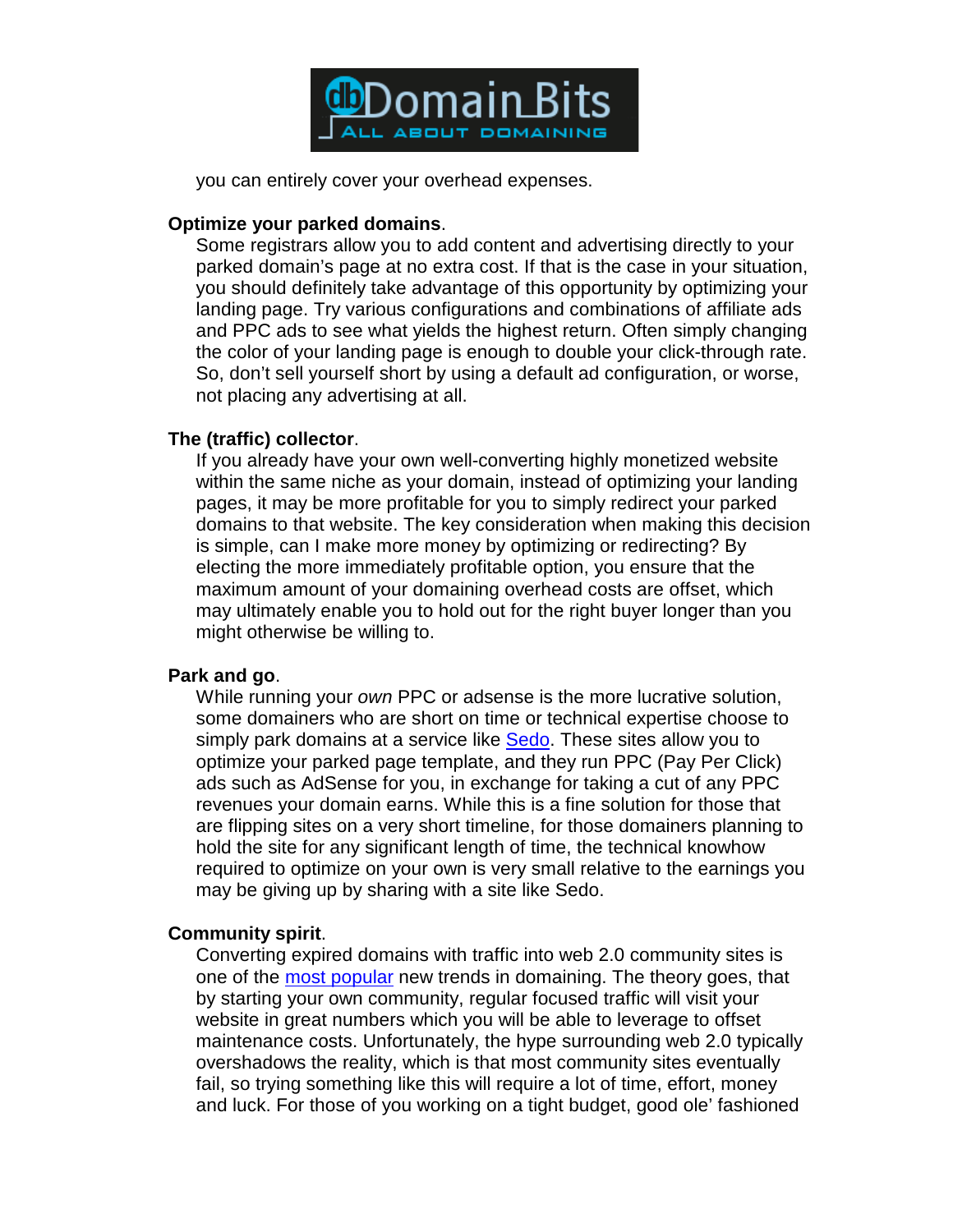you can entirely cover your overhead expenses.

**Optimize your parked domains**.

Some registrars allow you to add content and advertising directly to your parked domain's page at no extra cost. If that is the case in your situation, you should definitely take advantage of this opportunity by optimizing your landing page. Try various configurations and combinations of affiliate ads and PPC ads to see what yields the highest return. Often simply changing the color of your landing page is enough to double your click-through rate. So, don't sell yourself short by using a default ad configuration, or worse, not placing any advertising at all.

**The (traffic) collector**.

If you already have your own well-converting highly monetized website within the same niche as your domain, instead of optimizing your landing pages, it may be more profitable for you to simply redirect your parked domains to that website. The key consideration when making this decision is simple, can I make more money by optimizing or redirecting? By electing the more immediately profitable option, you ensure that the maximum amount of your domaining overhead costs are offset, which may ultimately enable you to hold out for the right buyer longer than you might otherwise be willing to.

**Park and go**.

While running your *own* PPC or adsense is the more lucrative solution, some domainers who are short on time or technical expertise choose to simply park domains at a service like Sedo. These sites allow you to optimize your parked page template, and they run PPC (Pay Per Click) ads such as AdSense for you, in exchange for taking a cut of any PPC revenues your domain earns. While this is a fine solution for those that are flipping sites on a very short timeline, for those domainers planning to hold the site for any significant length of time, the technical knowhow required to optimize on your own is very small relative to the earnings you may be giving up by sharing with a site like Sedo.

**Community spirit**.

Converting expired domains with traffic into web 2.0 community sites is one of the most popular new trends in domaining. The theory goes, that by starting your own community, regular focused traffic will visit your website in great numbers which you will be able to leverage to offset maintenance costs. Unfortunately, the hype surrounding web 2.0 typically overshadows the reality, which is that most community sites eventually fail, so trying something like this will require a lot of time, effort, money and luck. For those of you working on a tight budget, good ole' fashioned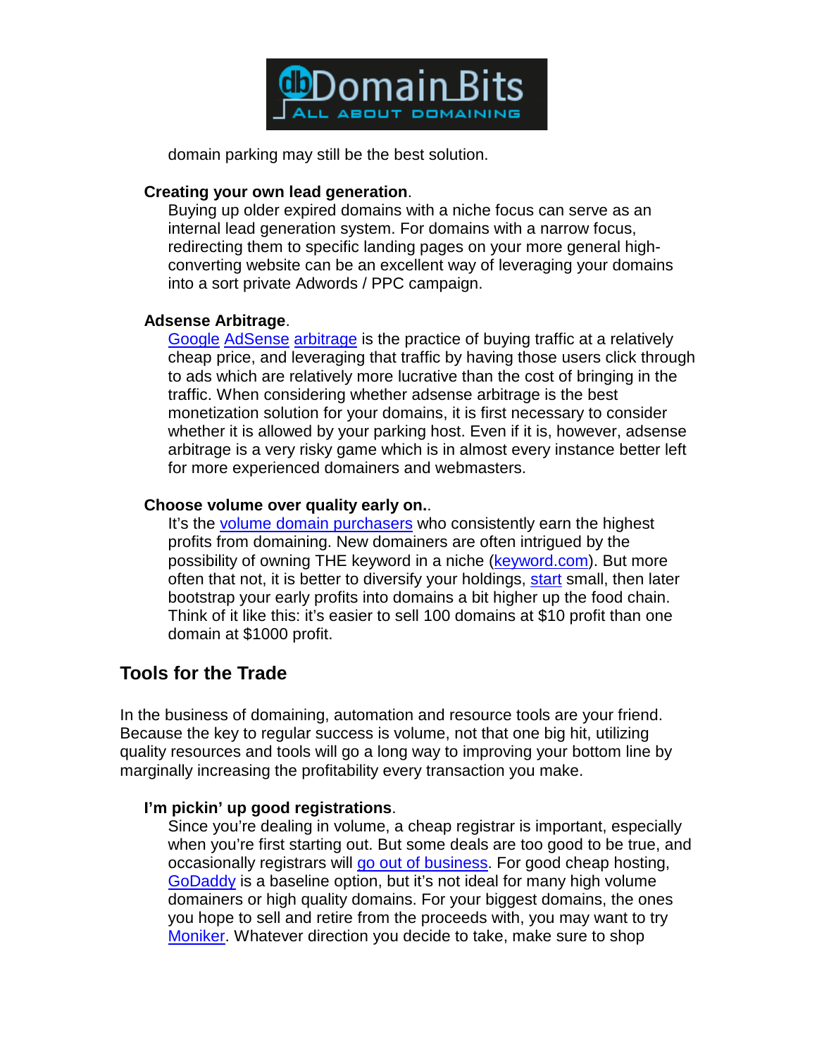domain parking may still be the best solution.

**Creating your own lead generation**.
Buying up older expired domains with a niche focus can serve as an internal lead generation system. For domains with a narrow focus, redirecting them to specific landing pages on your more general high-converting website can be an excellent way of leveraging your domains into a sort private Adwords / PPC campaign.

**Adsense Arbitrage**.
Google AdSense arbitrage is the practice of buying traffic at a relatively cheap price, and leveraging that traffic by having those users click through to ads which are relatively more lucrative than the cost of bringing in the traffic. When considering whether adsense arbitrage is the best monetization solution for your domains, it is first necessary to consider whether it is allowed by your parking host. Even if it is, however, adsense arbitrage is a very risky game which is in almost every instance better left for more experienced domainers and webmasters.

**Choose volume over quality early on.**.
It's the volume domain purchasers who consistently earn the highest profits from domaining. New domainers are often intrigued by the possibility of owning THE keyword in a niche (keyword.com). But more often that not, it is better to diversify your holdings, start small, then later bootstrap your early profits into domains a bit higher up the food chain. Think of it like this: it's easier to sell 100 domains at $10 profit than one domain at $1000 profit.

## Tools for the Trade

In the business of domaining, automation and resource tools are your friend. Because the key to regular success is volume, not that one big hit, utilizing quality resources and tools will go a long way to improving your bottom line by marginally increasing the profitability every transaction you make.

**I'm pickin' up good registrations**.
Since you're dealing in volume, a cheap registrar is important, especially when you're first starting out. But some deals are too good to be true, and occasionally registrars will go out of business. For good cheap hosting, GoDaddy is a baseline option, but it's not ideal for many high volume domainers or high quality domains. For your biggest domains, the ones you hope to sell and retire from the proceeds with, you may want to try Moniker. Whatever direction you decide to take, make sure to shop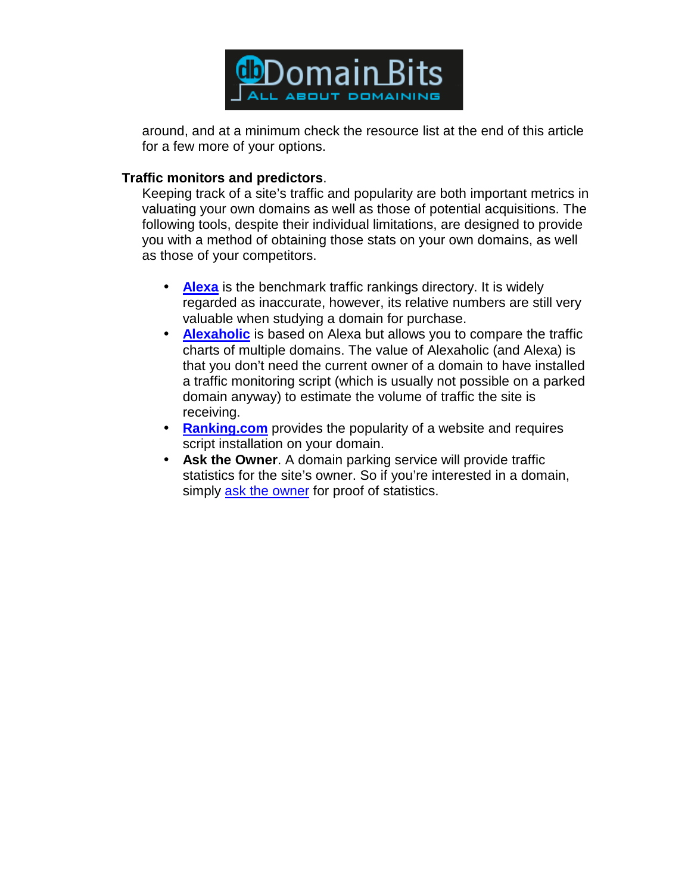around, and at a minimum check the resource list at the end of this article for a few more of your options.

**Traffic monitors and predictors**.

Keeping track of a site's traffic and popularity are both important metrics in valuating your own domains as well as those of potential acquisitions. The following tools, despite their individual limitations, are designed to provide you with a method of obtaining those stats on your own domains, as well as those of your competitors.

- **Alexa** is the benchmark traffic rankings directory. It is widely regarded as inaccurate, however, its relative numbers are still very valuable when studying a domain for purchase.
- **Alexaholic** is based on Alexa but allows you to compare the traffic charts of multiple domains. The value of Alexaholic (and Alexa) is that you don't need the current owner of a domain to have installed a traffic monitoring script (which is usually not possible on a parked domain anyway) to estimate the volume of traffic the site is receiving.
- **Ranking.com** provides the popularity of a website and requires script installation on your domain.
- **Ask the Owner**. A domain parking service will provide traffic statistics for the site's owner. So if you're interested in a domain, simply ask the owner for proof of statistics.